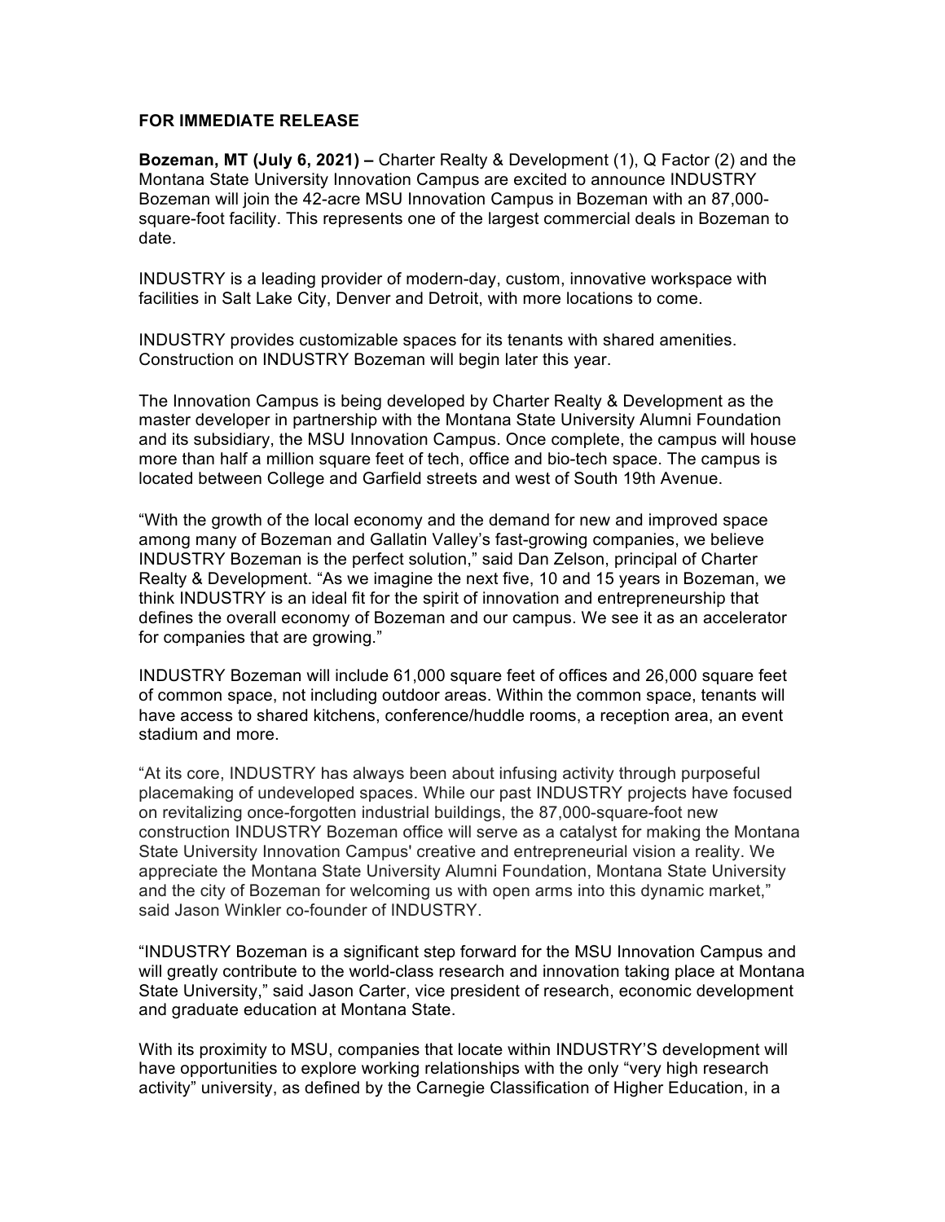**FOR IMMEDIATE RELEASE**

**Bozeman, MT (July 6, 2021) –** Charter Realty & Development (1), Q Factor (2) and the Montana State University Innovation Campus are excited to announce INDUSTRY Bozeman will join the 42-acre MSU Innovation Campus in Bozeman with an 87,000-square-foot facility. This represents one of the largest commercial deals in Bozeman to date.

INDUSTRY is a leading provider of modern-day, custom, innovative workspace with facilities in Salt Lake City, Denver and Detroit, with more locations to come.

INDUSTRY provides customizable spaces for its tenants with shared amenities. Construction on INDUSTRY Bozeman will begin later this year.

The Innovation Campus is being developed by Charter Realty & Development as the master developer in partnership with the Montana State University Alumni Foundation and its subsidiary, the MSU Innovation Campus. Once complete, the campus will house more than half a million square feet of tech, office and bio-tech space. The campus is located between College and Garfield streets and west of South 19th Avenue.

"With the growth of the local economy and the demand for new and improved space among many of Bozeman and Gallatin Valley's fast-growing companies, we believe INDUSTRY Bozeman is the perfect solution," said Dan Zelson, principal of Charter Realty & Development. "As we imagine the next five, 10 and 15 years in Bozeman, we think INDUSTRY is an ideal fit for the spirit of innovation and entrepreneurship that defines the overall economy of Bozeman and our campus. We see it as an accelerator for companies that are growing."

INDUSTRY Bozeman will include 61,000 square feet of offices and 26,000 square feet of common space, not including outdoor areas. Within the common space, tenants will have access to shared kitchens, conference/huddle rooms, a reception area, an event stadium and more.

"At its core, INDUSTRY has always been about infusing activity through purposeful placemaking of undeveloped spaces. While our past INDUSTRY projects have focused on revitalizing once-forgotten industrial buildings, the 87,000-square-foot new construction INDUSTRY Bozeman office will serve as a catalyst for making the Montana State University Innovation Campus' creative and entrepreneurial vision a reality. We appreciate the Montana State University Alumni Foundation, Montana State University and the city of Bozeman for welcoming us with open arms into this dynamic market," said Jason Winkler co-founder of INDUSTRY.

"INDUSTRY Bozeman is a significant step forward for the MSU Innovation Campus and will greatly contribute to the world-class research and innovation taking place at Montana State University," said Jason Carter, vice president of research, economic development and graduate education at Montana State.

With its proximity to MSU, companies that locate within INDUSTRY'S development will have opportunities to explore working relationships with the only "very high research activity" university, as defined by the Carnegie Classification of Higher Education, in a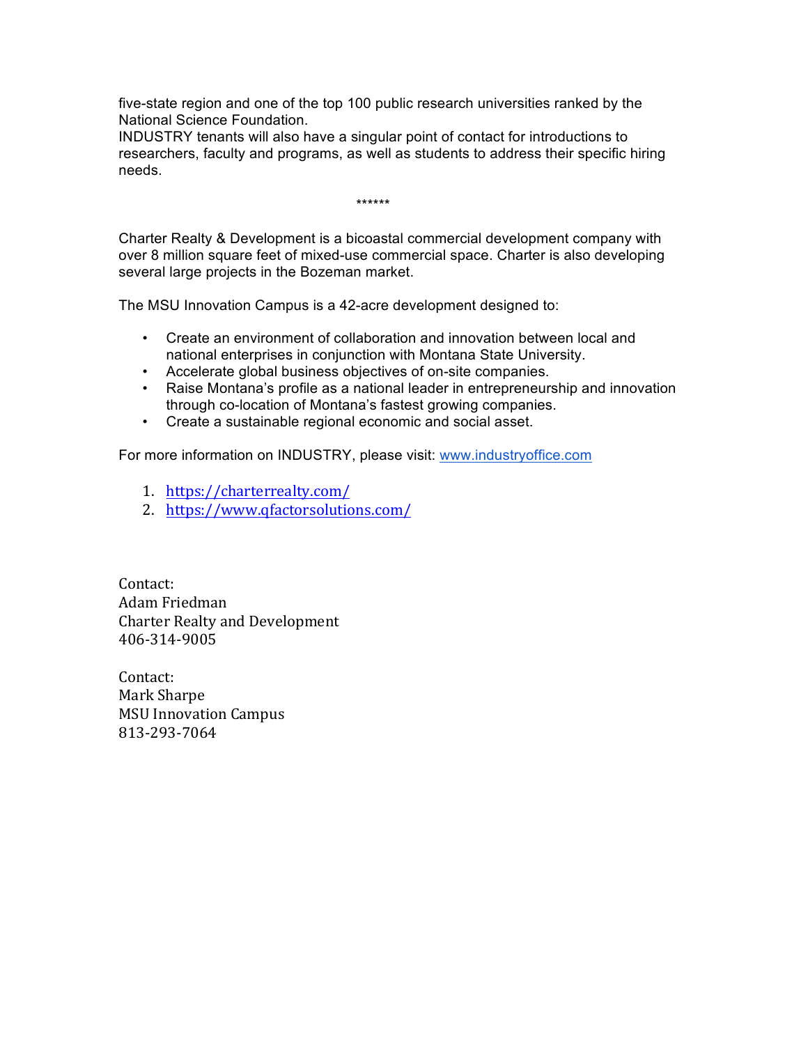five-state region and one of the top 100 public research universities ranked by the National Science Foundation.
INDUSTRY tenants will also have a singular point of contact for introductions to researchers, faculty and programs, as well as students to address their specific hiring needs.

******

Charter Realty & Development is a bicoastal commercial development company with over 8 million square feet of mixed-use commercial space. Charter is also developing several large projects in the Bozeman market.

The MSU Innovation Campus is a 42-acre development designed to:

- Create an environment of collaboration and innovation between local and national enterprises in conjunction with Montana State University.
- Accelerate global business objectives of on-site companies.
- Raise Montana's profile as a national leader in entrepreneurship and innovation through co-location of Montana's fastest growing companies.
- Create a sustainable regional economic and social asset.

For more information on INDUSTRY, please visit: www.industryoffice.com

1. https://charterrealty.com/
2. https://www.qfactorsolutions.com/

Contact:
Adam Friedman
Charter Realty and Development
406-314-9005

Contact:
Mark Sharpe
MSU Innovation Campus
813-293-7064